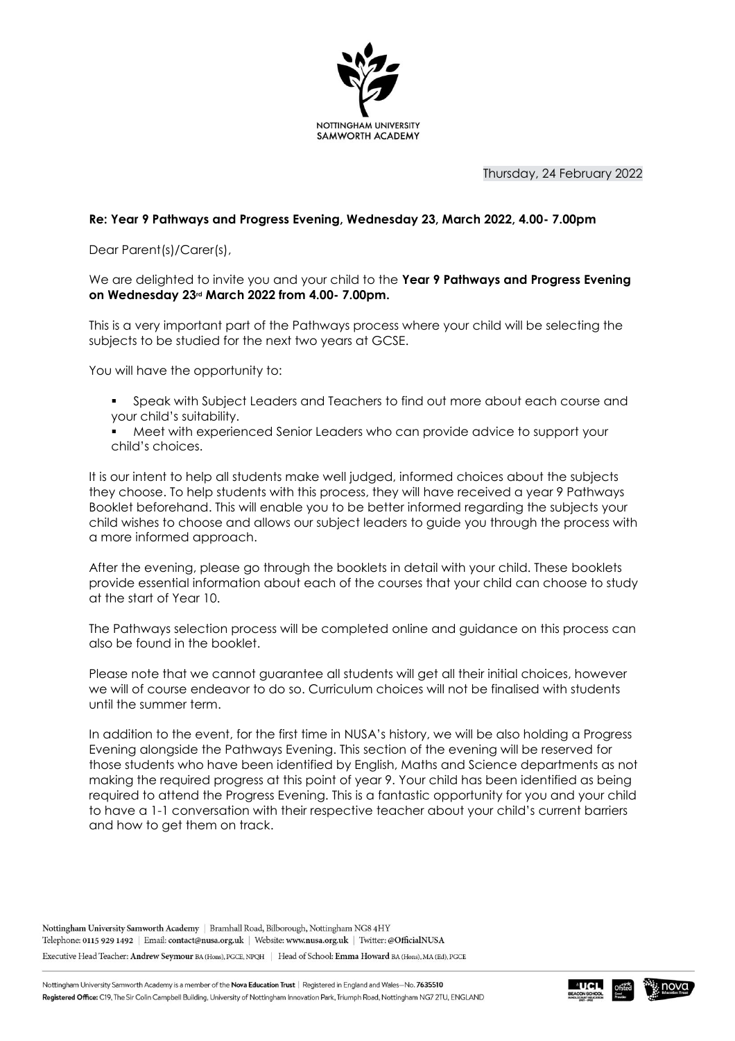NOTTINGHAM UNIVERSITY
SAMWORTH ACADEMY

Thursday, 24 February 2022

**Re: Year 9 Pathways and Progress Evening, Wednesday 23, March 2022, 4.00- 7.00pm**

Dear Parent(s)/Carer(s),

We are delighted to invite you and your child to the **Year 9 Pathways and Progress Evening on Wednesday 23rd March 2022 from 4.00- 7.00pm.**

This is a very important part of the Pathways process where your child will be selecting the subjects to be studied for the next two years at GCSE.

You will have the opportunity to:

- Speak with Subject Leaders and Teachers to find out more about each course and your child's suitability.
- Meet with experienced Senior Leaders who can provide advice to support your child's choices.

It is our intent to help all students make well judged, informed choices about the subjects they choose. To help students with this process, they will have received a year 9 Pathways Booklet beforehand. This will enable you to be better informed regarding the subjects your child wishes to choose and allows our subject leaders to guide you through the process with a more informed approach.

After the evening, please go through the booklets in detail with your child. These booklets provide essential information about each of the courses that your child can choose to study at the start of Year 10.

The Pathways selection process will be completed online and guidance on this process can also be found in the booklet.

Please note that we cannot guarantee all students will get all their initial choices, however we will of course endeavor to do so. Curriculum choices will not be finalised with students until the summer term.

In addition to the event, for the first time in NUSA's history, we will be also holding a Progress Evening alongside the Pathways Evening. This section of the evening will be reserved for those students who have been identified by English, Maths and Science departments as not making the required progress at this point of year 9. Your child has been identified as being required to attend the Progress Evening. This is a fantastic opportunity for you and your child to have a 1-1 conversation with their respective teacher about your child's current barriers and how to get them on track.

Nottingham University Samworth Academy | Bramhall Road, Bilborough, Nottingham NG8 4HY
Telephone: 0115 929 1492 | Email: contact@nusa.org.uk | Website: www.nusa.org.uk | Twitter: @OfficialNUSA
Executive Head Teacher: Andrew Seymour BA (Hons), PGCE, NPQH | Head of School: Emma Howard BA (Hons), MA (Ed), PGCE

Nottingham University Samworth Academy is a member of the Nova Education Trust | Registered in England and Wales—No. 7635510
Registered Office: C19, The Sir Colin Campbell Building, University of Nottingham Innovation Park, Triumph Road, Nottingham NG7 2TU, ENGLAND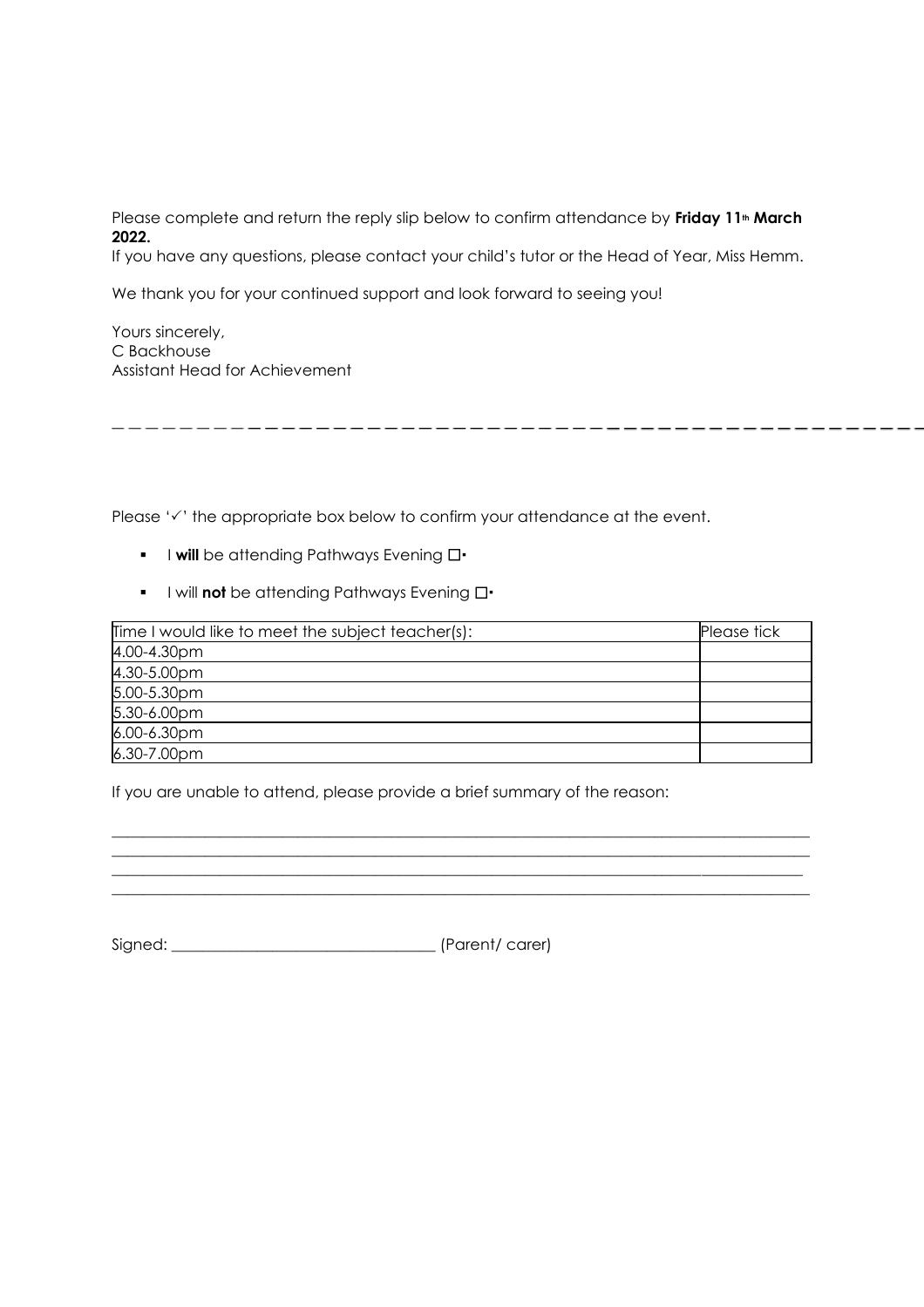Please complete and return the reply slip below to confirm attendance by **Friday 11th March 2022.**

If you have any questions, please contact your child's tutor or the Head of Year, Miss Hemm.

We thank you for your continued support and look forward to seeing you!

Yours sincerely,
C Backhouse
Assistant Head for Achievement

---

Please '✓' the appropriate box below to confirm your attendance at the event.

- I **will** be attending Pathways Evening ☐
- I will **not** be attending Pathways Evening ☐

| Time I would like to meet the subject teacher(s): | Please tick |
|---|---|
| 4.00-4.30pm | |
| 4.30-5.00pm | |
| 5.00-5.30pm | |
| 5.30-6.00pm | |
| 6.00-6.30pm | |
| 6.30-7.00pm | |

If you are unable to attend, please provide a brief summary of the reason:

______________________________________________________________________________
______________________________________________________________________________
______________________________________________________________________________
______________________________________________________________________________

Signed: ________________________________ (Parent/ carer)